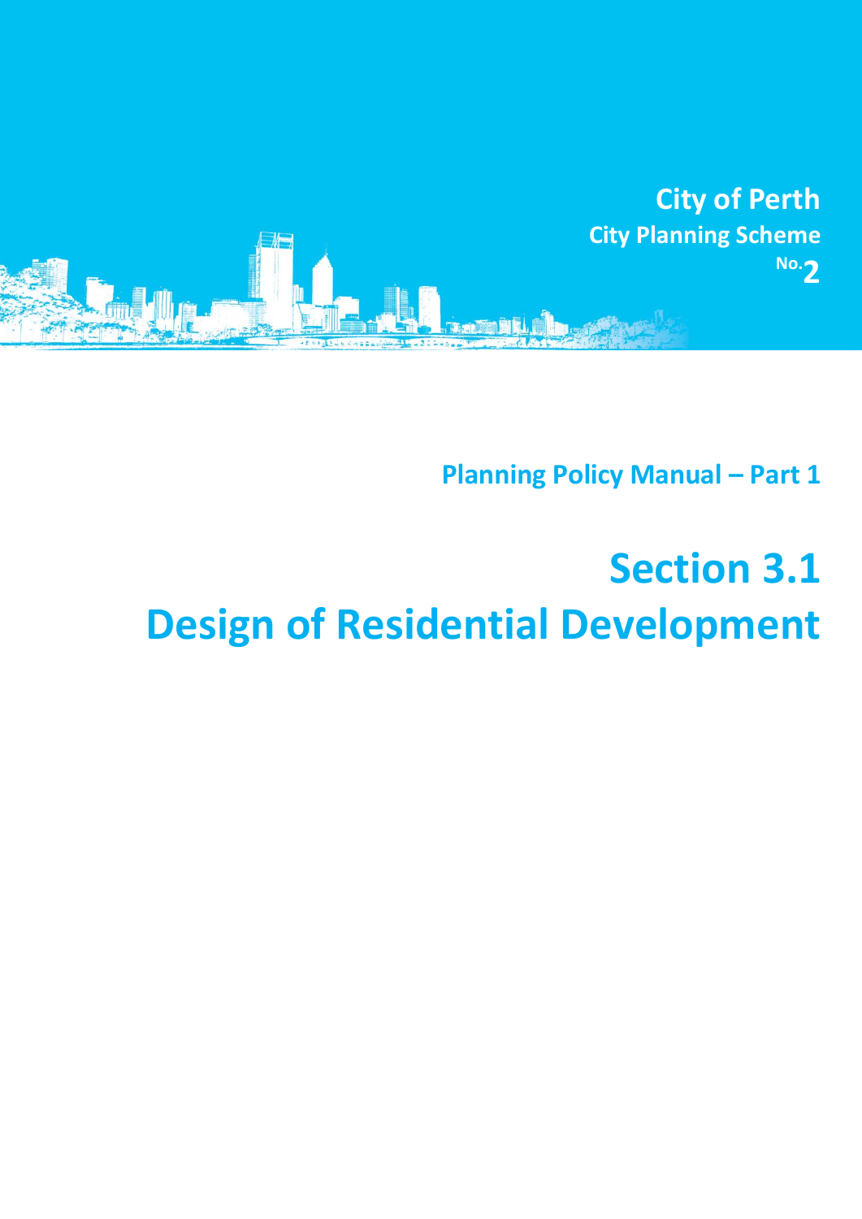City of Perth

City Planning Scheme No.2

Planning Policy Manual – Part 1

# Section 3.1
# Design of Residential Development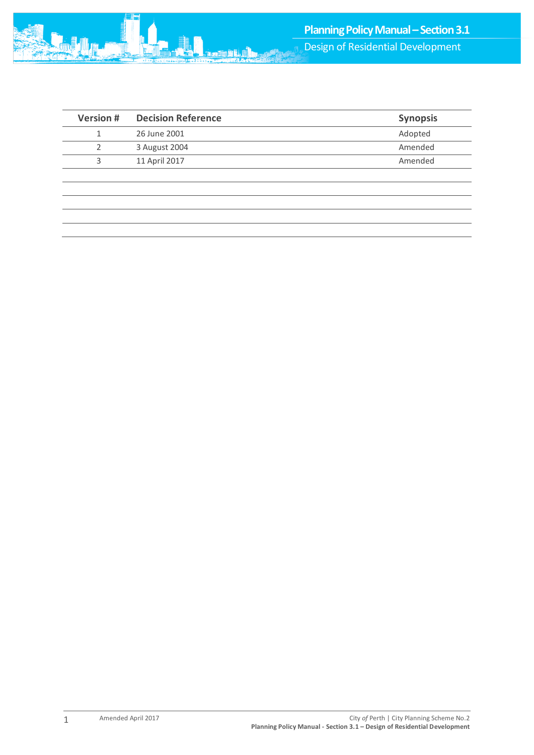| Version # | Decision Reference | Synopsis |
|---|---|---|
| 1 | 26 June 2001 | Adopted |
| 2 | 3 August 2004 | Amended |
| 3 | 11 April 2017 | Amended |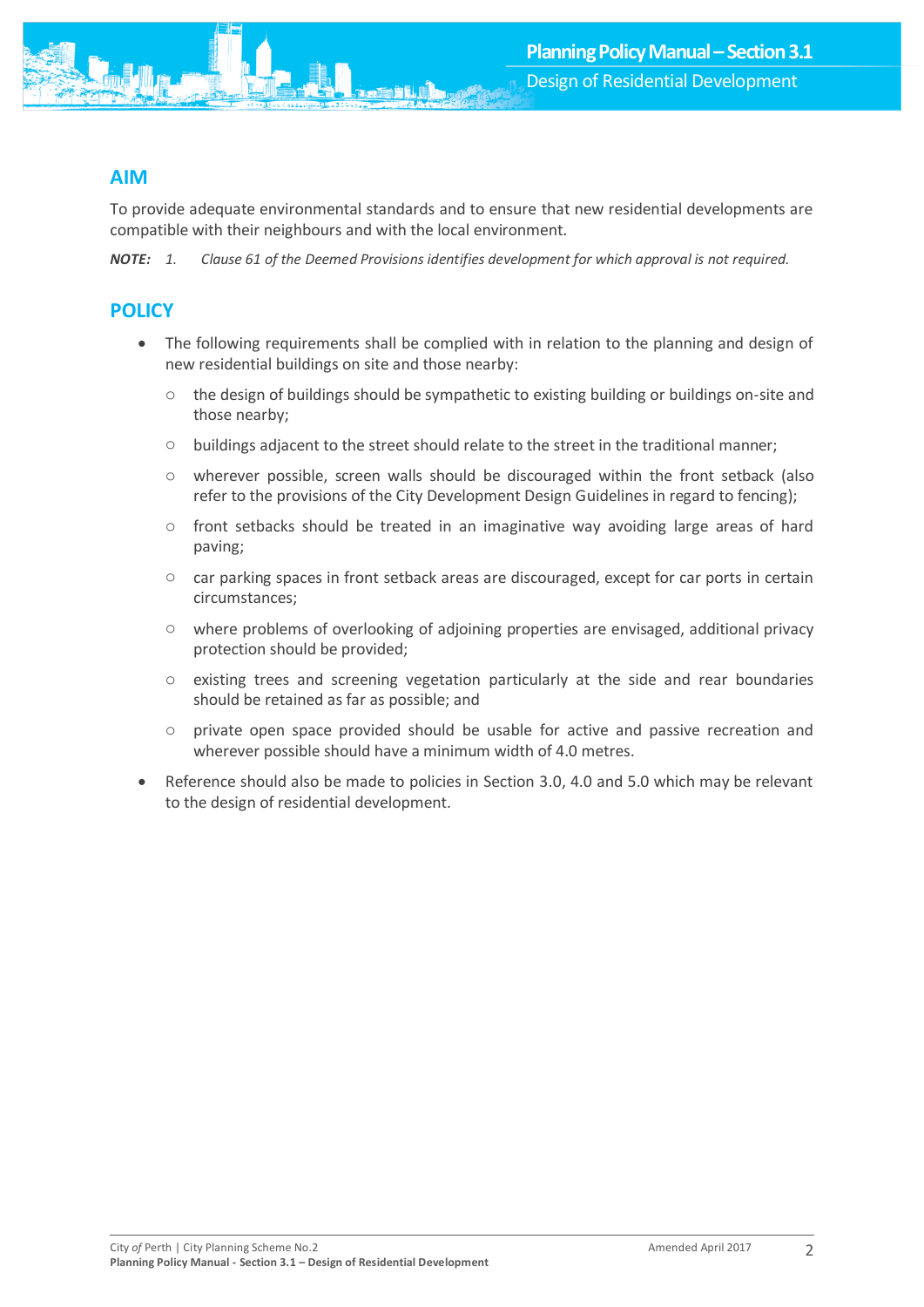## AIM

To provide adequate environmental standards and to ensure that new residential developments are compatible with their neighbours and with the local environment.

***NOTE:*** *1. Clause 61 of the Deemed Provisions identifies development for which approval is not required.*

## POLICY

- The following requirements shall be complied with in relation to the planning and design of new residential buildings on site and those nearby:
  - the design of buildings should be sympathetic to existing building or buildings on-site and those nearby;
  - buildings adjacent to the street should relate to the street in the traditional manner;
  - wherever possible, screen walls should be discouraged within the front setback (also refer to the provisions of the City Development Design Guidelines in regard to fencing);
  - front setbacks should be treated in an imaginative way avoiding large areas of hard paving;
  - car parking spaces in front setback areas are discouraged, except for car ports in certain circumstances;
  - where problems of overlooking of adjoining properties are envisaged, additional privacy protection should be provided;
  - existing trees and screening vegetation particularly at the side and rear boundaries should be retained as far as possible; and
  - private open space provided should be usable for active and passive recreation and wherever possible should have a minimum width of 4.0 metres.
- Reference should also be made to policies in Section 3.0, 4.0 and 5.0 which may be relevant to the design of residential development.